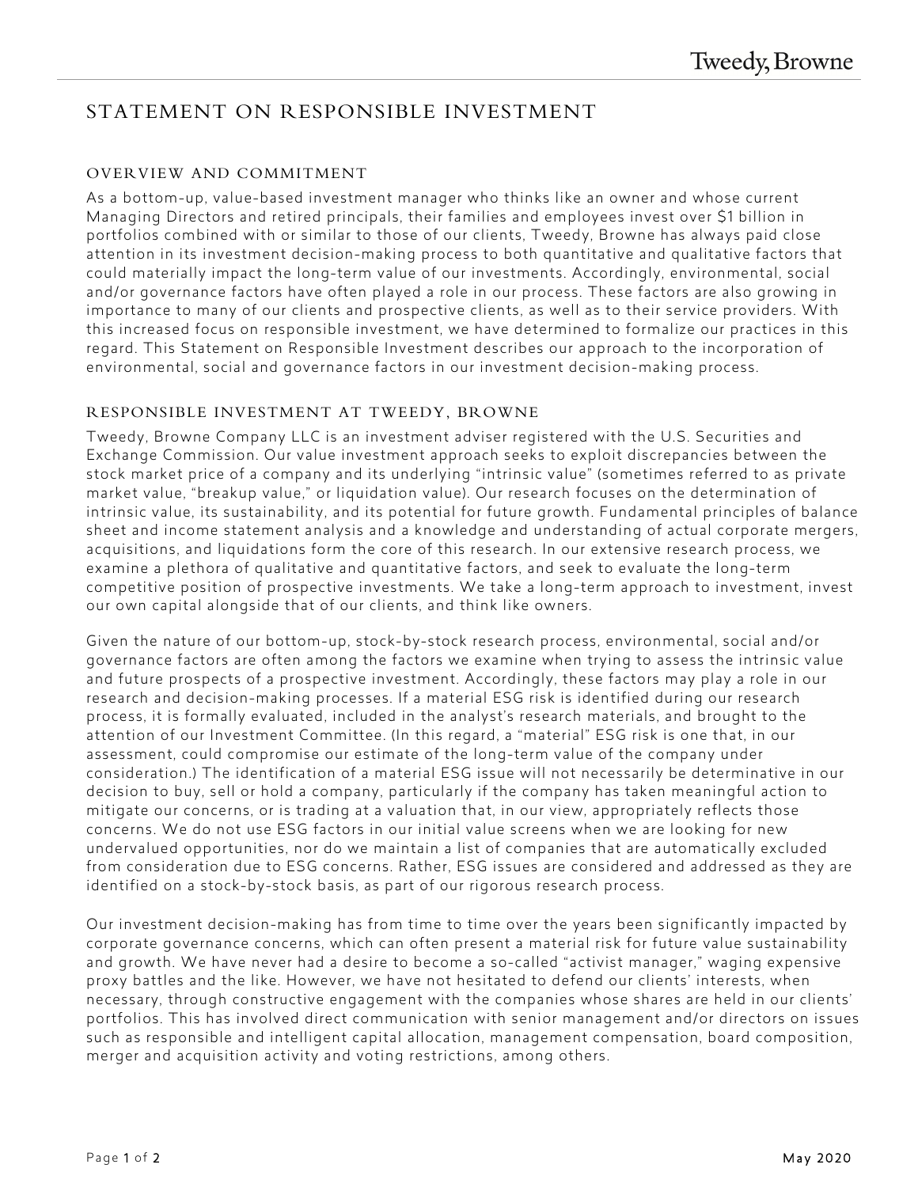# STATEMENT ON RESPONSIBLE INVESTMENT

## OVERVIEW AND COMMITMENT

As a bottom-up, value-based investment manager who thinks like an owner and whose current Managing Directors and retired principals, their families and employees invest over $1 billion in portfolios combined with or similar to those of our clients, Tweedy, Browne has always paid close attention in its investment decision-making process to both quantitative and qualitative factors that could materially impact the long-term value of our investments. Accordingly, environmental, social and/or governance factors have often played a role in our process. These factors are also growing in importance to many of our clients and prospective clients, as well as to their service providers. With this increased focus on responsible investment, we have determined to formalize our practices in this regard. This Statement on Responsible Investment describes our approach to the incorporation of environmental, social and governance factors in our investment decision-making process.

## RESPONSIBLE INVESTMENT AT TWEEDY, BROWNE

Tweedy, Browne Company LLC is an investment adviser registered with the U.S. Securities and Exchange Commission. Our value investment approach seeks to exploit discrepancies between the stock market price of a company and its underlying "intrinsic value" (sometimes referred to as private market value, "breakup value," or liquidation value). Our research focuses on the determination of intrinsic value, its sustainability, and its potential for future growth. Fundamental principles of balance sheet and income statement analysis and a knowledge and understanding of actual corporate mergers, acquisitions, and liquidations form the core of this research. In our extensive research process, we examine a plethora of qualitative and quantitative factors, and seek to evaluate the long-term competitive position of prospective investments. We take a long-term approach to investment, invest our own capital alongside that of our clients, and think like owners.

Given the nature of our bottom-up, stock-by-stock research process, environmental, social and/or governance factors are often among the factors we examine when trying to assess the intrinsic value and future prospects of a prospective investment. Accordingly, these factors may play a role in our research and decision-making processes. If a material ESG risk is identified during our research process, it is formally evaluated, included in the analyst's research materials, and brought to the attention of our Investment Committee. (In this regard, a "material" ESG risk is one that, in our assessment, could compromise our estimate of the long-term value of the company under consideration.) The identification of a material ESG issue will not necessarily be determinative in our decision to buy, sell or hold a company, particularly if the company has taken meaningful action to mitigate our concerns, or is trading at a valuation that, in our view, appropriately reflects those concerns. We do not use ESG factors in our initial value screens when we are looking for new undervalued opportunities, nor do we maintain a list of companies that are automatically excluded from consideration due to ESG concerns. Rather, ESG issues are considered and addressed as they are identified on a stock-by-stock basis, as part of our rigorous research process.

Our investment decision-making has from time to time over the years been significantly impacted by corporate governance concerns, which can often present a material risk for future value sustainability and growth. We have never had a desire to become a so-called "activist manager," waging expensive proxy battles and the like. However, we have not hesitated to defend our clients' interests, when necessary, through constructive engagement with the companies whose shares are held in our clients' portfolios. This has involved direct communication with senior management and/or directors on issues such as responsible and intelligent capital allocation, management compensation, board composition, merger and acquisition activity and voting restrictions, among others.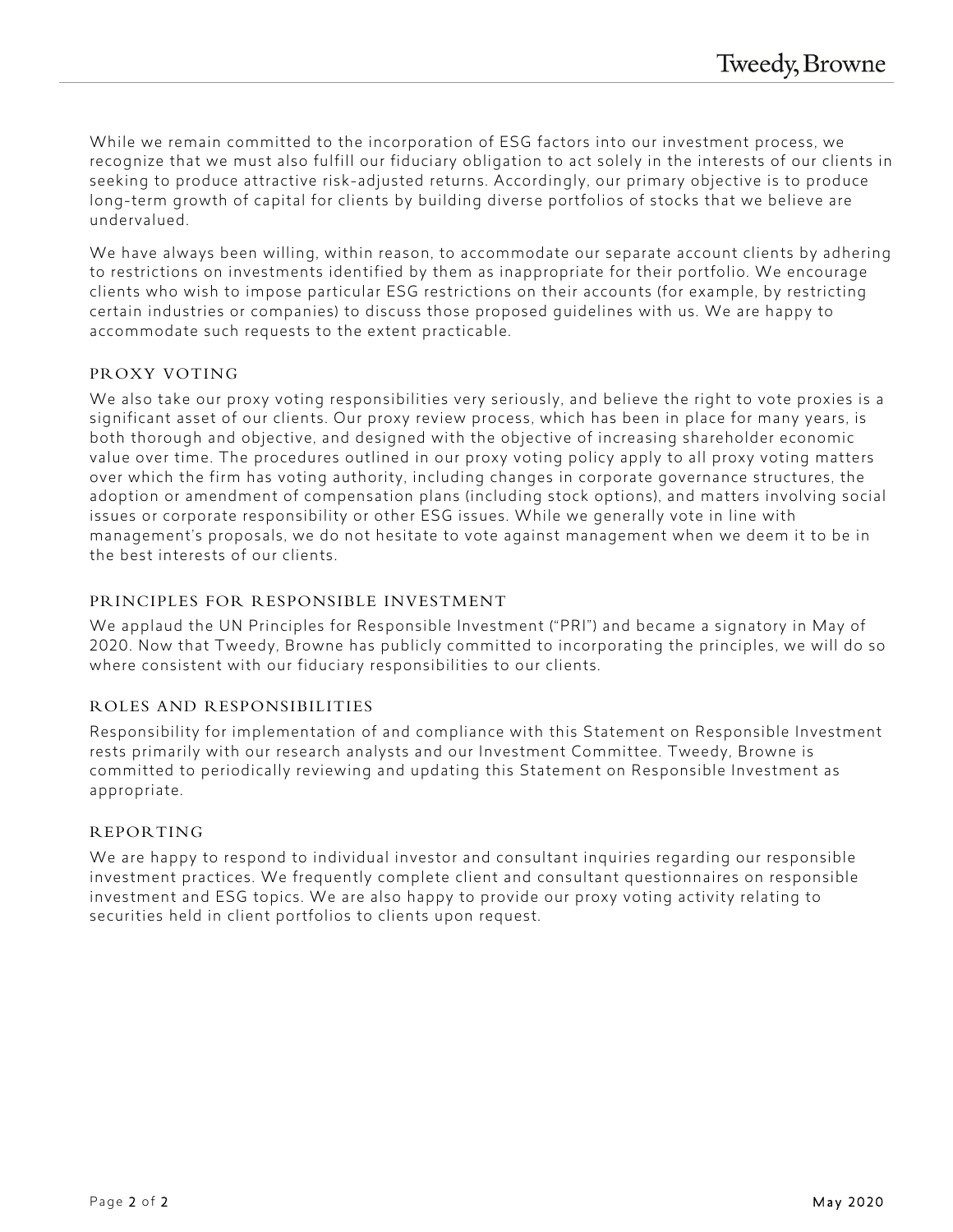While we remain committed to the incorporation of ESG factors into our investment process, we recognize that we must also fulfill our fiduciary obligation to act solely in the interests of our clients in seeking to produce attractive risk-adjusted returns. Accordingly, our primary objective is to produce long-term growth of capital for clients by building diverse portfolios of stocks that we believe are undervalued.

We have always been willing, within reason, to accommodate our separate account clients by adhering to restrictions on investments identified by them as inappropriate for their portfolio. We encourage clients who wish to impose particular ESG restrictions on their accounts (for example, by restricting certain industries or companies) to discuss those proposed guidelines with us. We are happy to accommodate such requests to the extent practicable.

## PROXY VOTING

We also take our proxy voting responsibilities very seriously, and believe the right to vote proxies is a significant asset of our clients. Our proxy review process, which has been in place for many years, is both thorough and objective, and designed with the objective of increasing shareholder economic value over time. The procedures outlined in our proxy voting policy apply to all proxy voting matters over which the firm has voting authority, including changes in corporate governance structures, the adoption or amendment of compensation plans (including stock options), and matters involving social issues or corporate responsibility or other ESG issues. While we generally vote in line with management's proposals, we do not hesitate to vote against management when we deem it to be in the best interests of our clients.

## PRINCIPLES FOR RESPONSIBLE INVESTMENT

We applaud the UN Principles for Responsible Investment ("PRI") and became a signatory in May of 2020. Now that Tweedy, Browne has publicly committed to incorporating the principles, we will do so where consistent with our fiduciary responsibilities to our clients.

## ROLES AND RESPONSIBILITIES

Responsibility for implementation of and compliance with this Statement on Responsible Investment rests primarily with our research analysts and our Investment Committee. Tweedy, Browne is committed to periodically reviewing and updating this Statement on Responsible Investment as appropriate.

## REPORTING

We are happy to respond to individual investor and consultant inquiries regarding our responsible investment practices. We frequently complete client and consultant questionnaires on responsible investment and ESG topics. We are also happy to provide our proxy voting activity relating to securities held in client portfolios to clients upon request.